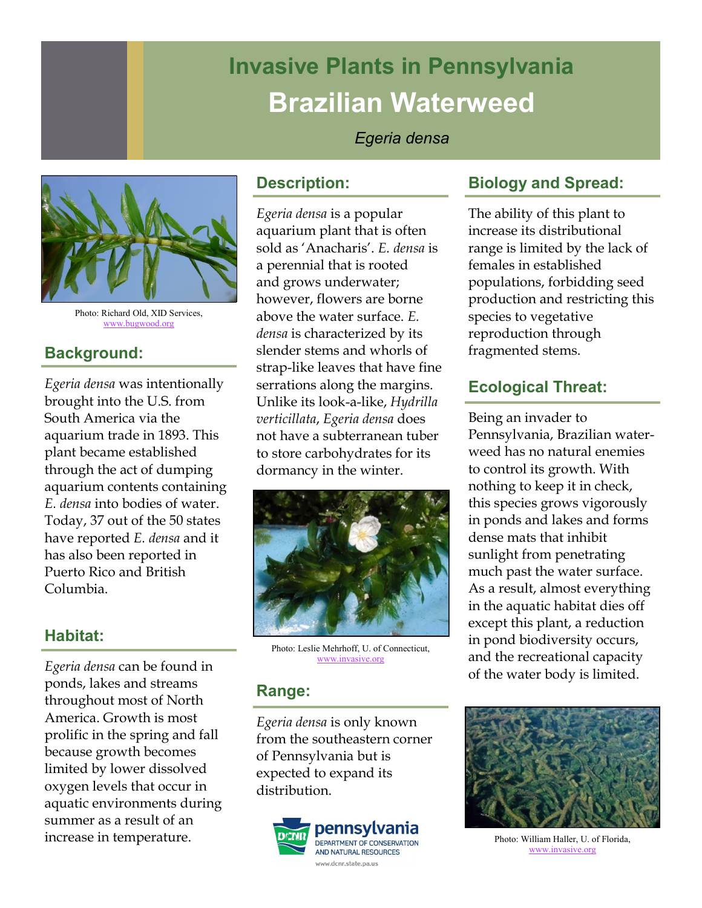# Invasive Plants in Pennsylvania

# Brazilian Waterweed

*Egeria densa*

Photo: Richard Old, XID Services, www.bugwood.org

## Background:

*Egeria densa* was intentionally brought into the U.S. from South America via the aquarium trade in 1893. This plant became established through the act of dumping aquarium contents containing *E. densa* into bodies of water. Today, 37 out of the 50 states have reported *E. densa* and it has also been reported in Puerto Rico and British Columbia.

## Habitat:

*Egeria densa* can be found in ponds, lakes and streams throughout most of North America. Growth is most prolific in the spring and fall because growth becomes limited by lower dissolved oxygen levels that occur in aquatic environments during summer as a result of an increase in temperature.

## Description:

*Egeria densa* is a popular aquarium plant that is often sold as 'Anacharis'. *E. densa* is a perennial that is rooted and grows underwater; however, flowers are borne above the water surface. *E. densa* is characterized by its slender stems and whorls of strap-like leaves that have fine serrations along the margins. Unlike its look-a-like, *Hydrilla verticillata*, *Egeria densa* does not have a subterranean tuber to store carbohydrates for its dormancy in the winter.

Photo: Leslie Mehrhoff, U. of Connecticut, www.invasive.org

## Range:

*Egeria densa* is only known from the southeastern corner of Pennsylvania but is expected to expand its distribution.

## Biology and Spread:

The ability of this plant to increase its distributional range is limited by the lack of females in established populations, forbidding seed production and restricting this species to vegetative reproduction through fragmented stems.

## Ecological Threat:

Being an invader to Pennsylvania, Brazilian water-weed has no natural enemies to control its growth. With nothing to keep it in check, this species grows vigorously in ponds and lakes and forms dense mats that inhibit sunlight from penetrating much past the water surface. As a result, almost everything in the aquatic habitat dies off except this plant, a reduction in pond biodiversity occurs, and the recreational capacity of the water body is limited.

Photo: William Haller, U. of Florida, www.invasive.org

pennsylvania DEPARTMENT OF CONSERVATION AND NATURAL RESOURCES www.dcnr.state.pa.us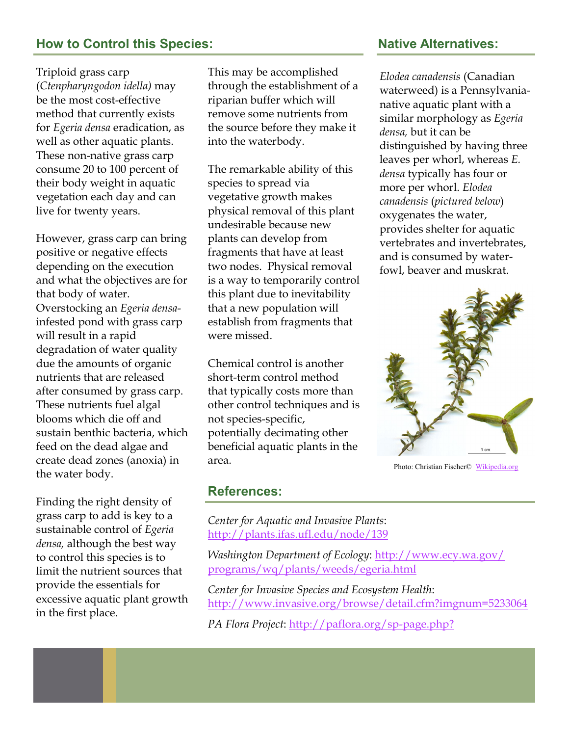## How to Control this Species:

Triploid grass carp (*Ctenpharyngodon idella)* may be the most cost-effective method that currently exists for *Egeria densa* eradication, as well as other aquatic plants. These non-native grass carp consume 20 to 100 percent of their body weight in aquatic vegetation each day and can live for twenty years.

However, grass carp can bring positive or negative effects depending on the execution and what the objectives are for that body of water. Overstocking an *Egeria densa*-infested pond with grass carp will result in a rapid degradation of water quality due the amounts of organic nutrients that are released after consumed by grass carp. These nutrients fuel algal blooms which die off and sustain benthic bacteria, which feed on the dead algae and create dead zones (anoxia) in the water body.

Finding the right density of grass carp to add is key to a sustainable control of *Egeria densa,* although the best way to control this species is to limit the nutrient sources that provide the essentials for excessive aquatic plant growth in the first place.

This may be accomplished through the establishment of a riparian buffer which will remove some nutrients from the source before they make it into the waterbody.

The remarkable ability of this species to spread via vegetative growth makes physical removal of this plant undesirable because new plants can develop from fragments that have at least two nodes. Physical removal is a way to temporarily control this plant due to inevitability that a new population will establish from fragments that were missed.

Chemical control is another short-term control method that typically costs more than other control techniques and is not species-specific, potentially decimating other beneficial aquatic plants in the area.

## Native Alternatives:

*Elodea canadensis* (Canadian waterweed) is a Pennsylvania-native aquatic plant with a similar morphology as *Egeria densa,* but it can be distinguished by having three leaves per whorl, whereas *E. densa* typically has four or more per whorl. *Elodea canadensis* (*pictured below*) oxygenates the water, provides shelter for aquatic vertebrates and invertebrates, and is consumed by water-fowl, beaver and muskrat.

1 cm

Photo: Christian Fischer© Wikipedia.org

## References:

*Center for Aquatic and Invasive Plants*: http://plants.ifas.ufl.edu/node/139

*Washington Department of Ecology*: http://www.ecy.wa.gov/programs/wq/plants/weeds/egeria.html

*Center for Invasive Species and Ecosystem Health*: http://www.invasive.org/browse/detail.cfm?imgnum=5233064

*PA Flora Project*: http://paflora.org/sp-page.php?